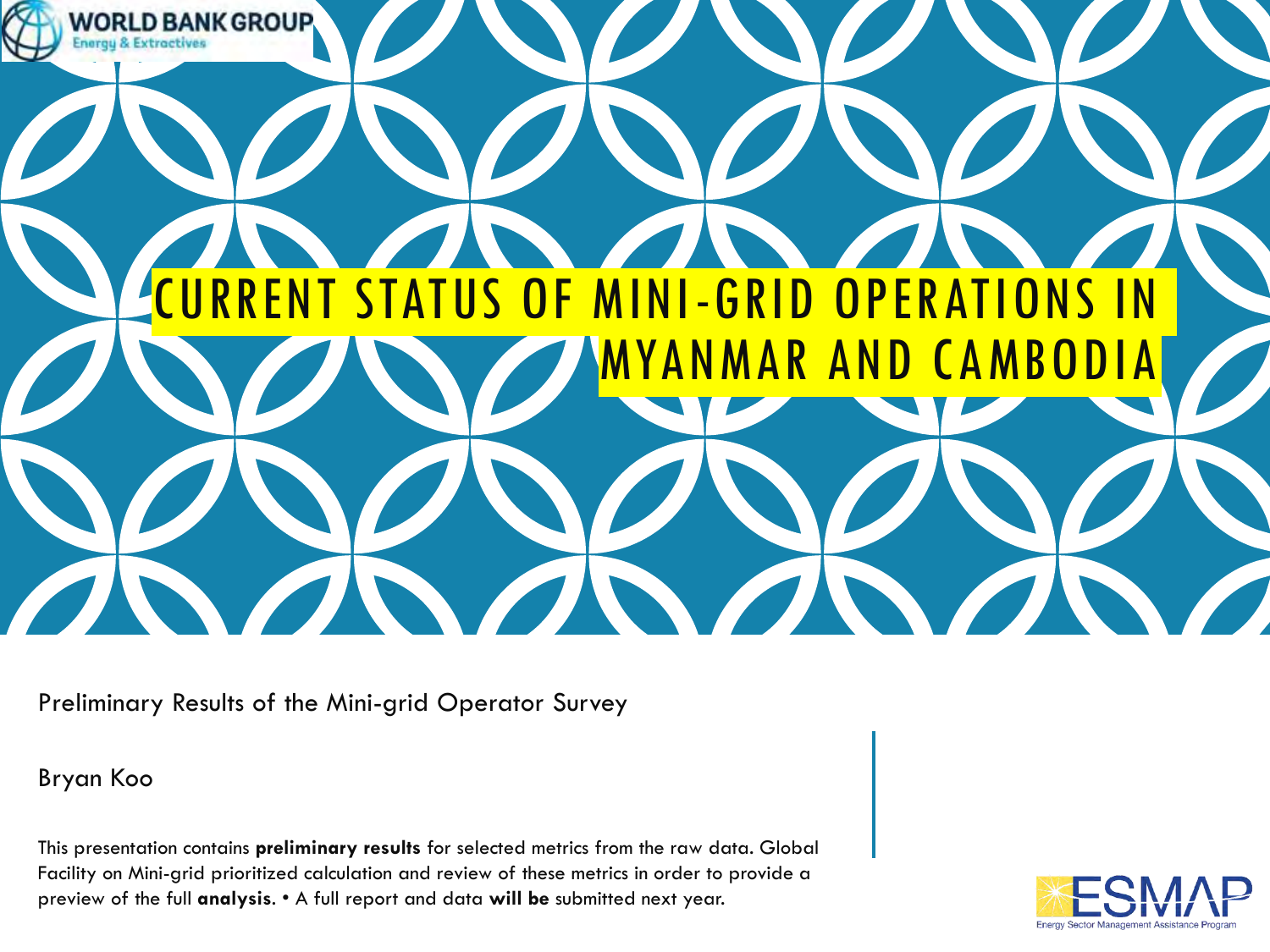# CURRENT STATUS OF MINI-GRID OPERATIONS IN MYANMAR AND CAMBODIA

Preliminary Results of the Mini-grid Operator Survey

Bryan Koo

This presentation contains **preliminary results** for selected metrics from the raw data. Global Facility on Mini-grid prioritized calculation and review of these metrics in order to provide a preview of the full **analysis**. • A full report and data **will be** submitted next year.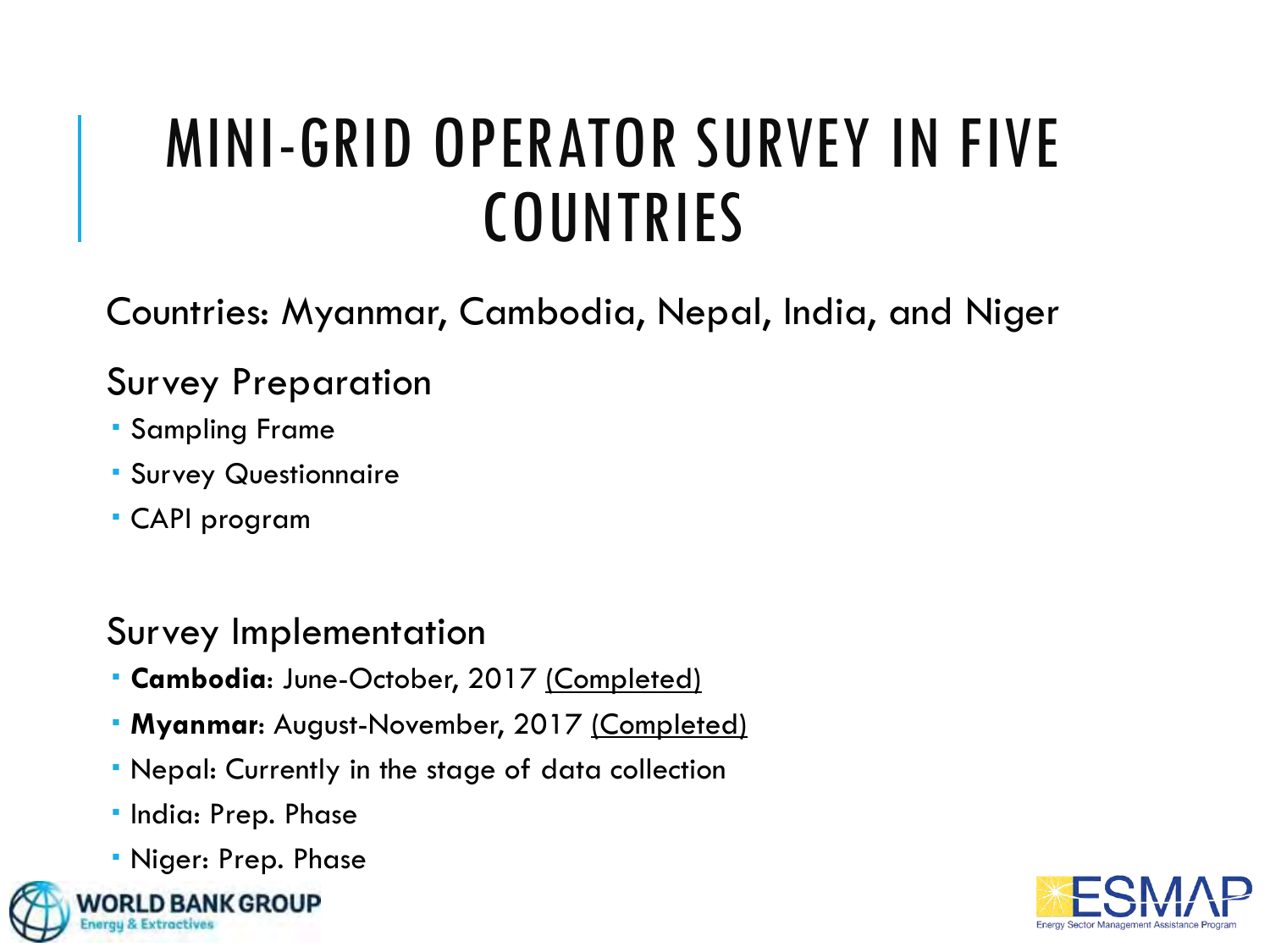# MINI-GRID OPERATOR SURVEY IN FIVE COUNTRIES

Countries: Myanmar, Cambodia, Nepal, India, and Niger

## Survey Preparation

- Sampling Frame
- Survey Questionnaire
- CAPI program

## Survey Implementation

- **Cambodia**: June-October, 2017 (Completed)
- **Myanmar**: August-November, 2017 (Completed)
- Nepal: Currently in the stage of data collection
- India: Prep. Phase
- Niger: Prep. Phase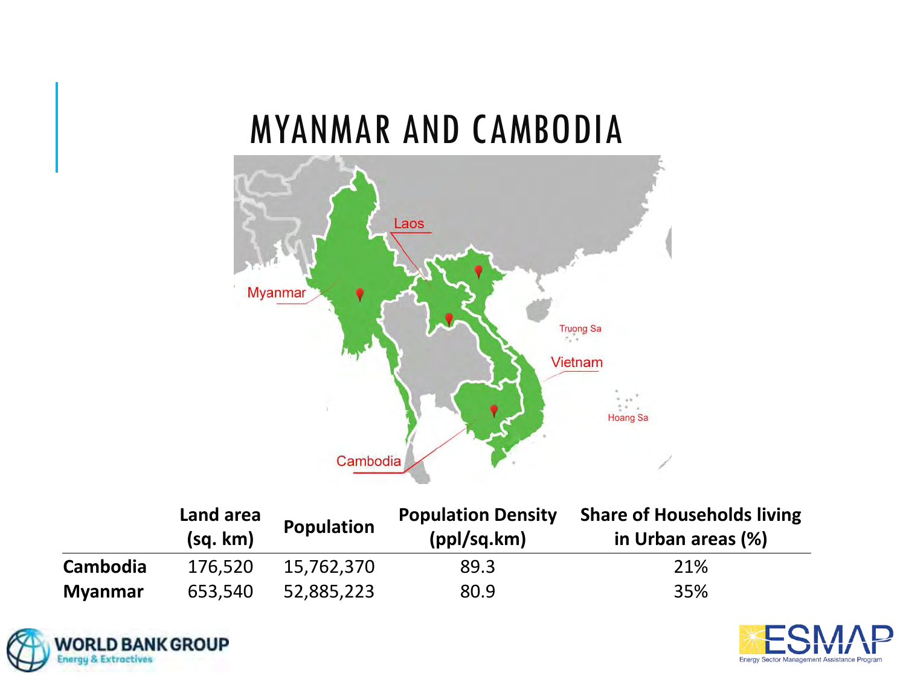# MYANMAR AND CAMBODIA

| | Land area (sq. km) | Population | Population Density (ppl/sq.km) | Share of Households living in Urban areas (%) |
|---|---|---|---|---|
| **Cambodia** | 176,520 | 15,762,370 | 89.3 | 21% |
| **Myanmar** | 653,540 | 52,885,223 | 80.9 | 35% |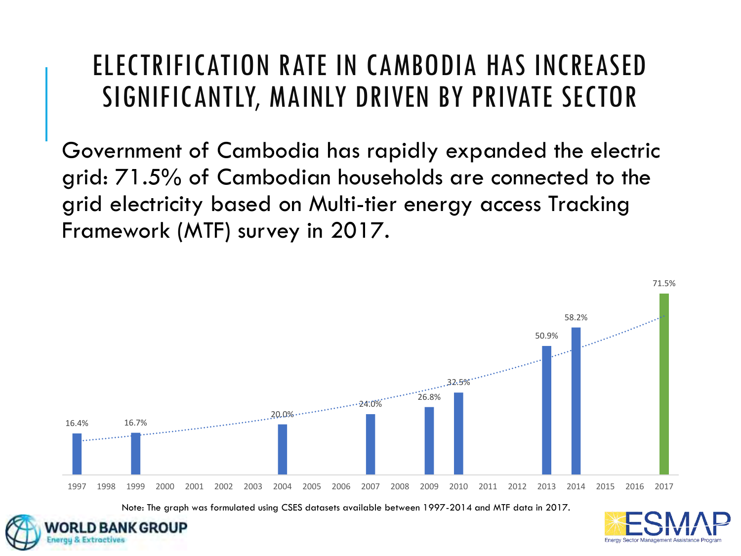# ELECTRIFICATION RATE IN CAMBODIA HAS INCREASED SIGNIFICANTLY, MAINLY DRIVEN BY PRIVATE SECTOR

Government of Cambodia has rapidly expanded the electric grid: 71.5% of Cambodian households are connected to the grid electricity based on Multi-tier energy access Tracking Framework (MTF) survey in 2017.

| Year | Electrification rate |
| --- | --- |
| 1997 | 16.4% |
| 1999 | 16.7% |
| 2004 | 20.0% |
| 2007 | 24.0% |
| 2009 | 26.8% |
| 2010 | 32.5% |
| 2013 | 50.9% |
| 2014 | 58.2% |
| 2017 | 71.5% |

Note: The graph was formulated using CSES datasets available between 1997-2014 and MTF data in 2017.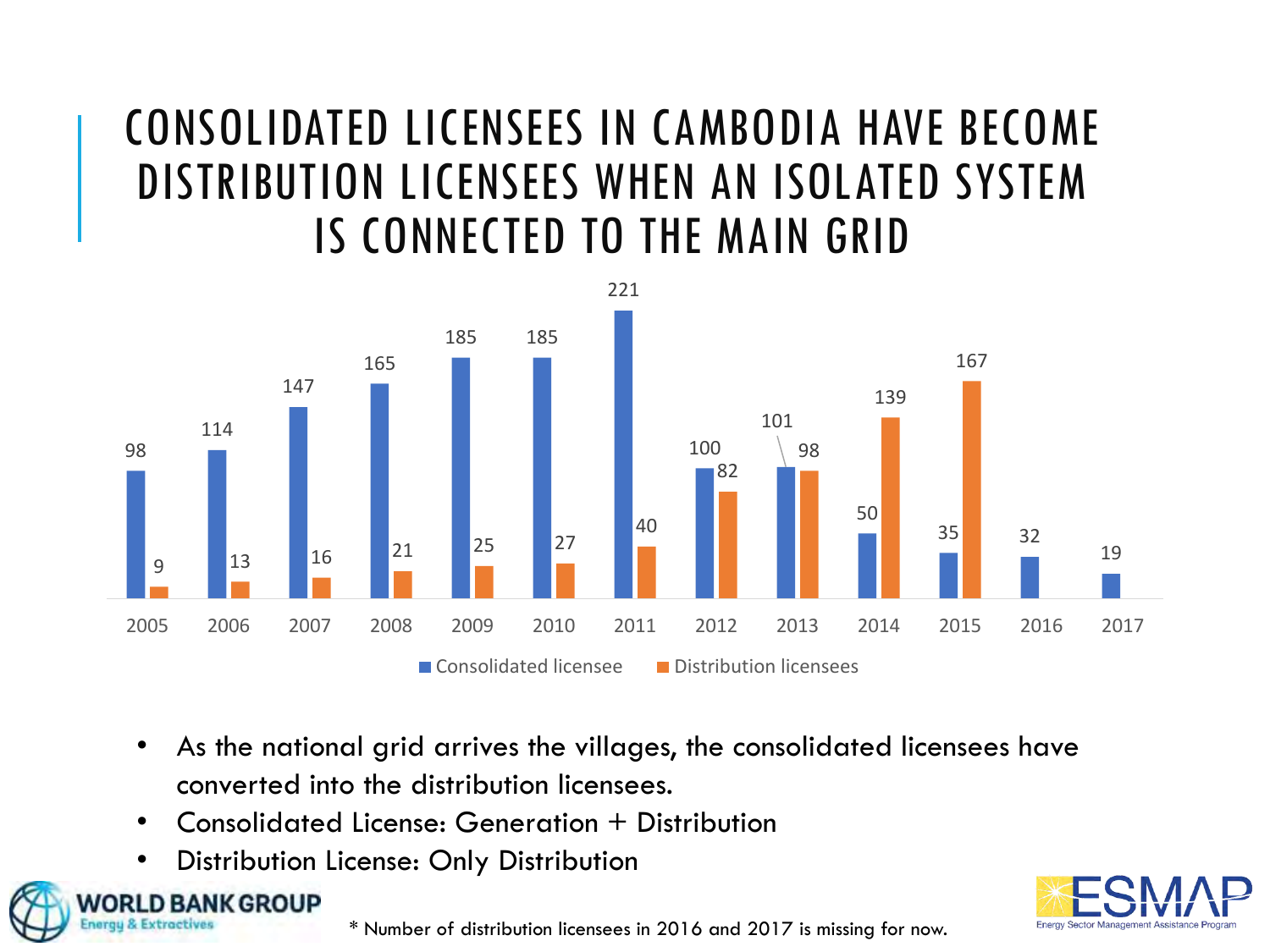# CONSOLIDATED LICENSEES IN CAMBODIA HAVE BECOME DISTRIBUTION LICENSEES WHEN AN ISOLATED SYSTEM IS CONNECTED TO THE MAIN GRID

| Year | Consolidated licensee | Distribution licensees |
|---|---|---|
| 2005 | 98 | 9 |
| 2006 | 114 | 13 |
| 2007 | 147 | 16 |
| 2008 | 165 | 21 |
| 2009 | 185 | 25 |
| 2010 | 185 | 27 |
| 2011 | 221 | 40 |
| 2012 | 100 | 82 |
| 2013 | 101 | 98 |
| 2014 | 50 | 139 |
| 2015 | 35 | 167 |
| 2016 | 32 | |
| 2017 | 19 | |

- As the national grid arrives the villages, the consolidated licensees have converted into the distribution licensees.
- Consolidated License: Generation + Distribution
- Distribution License: Only Distribution

* Number of distribution licensees in 2016 and 2017 is missing for now.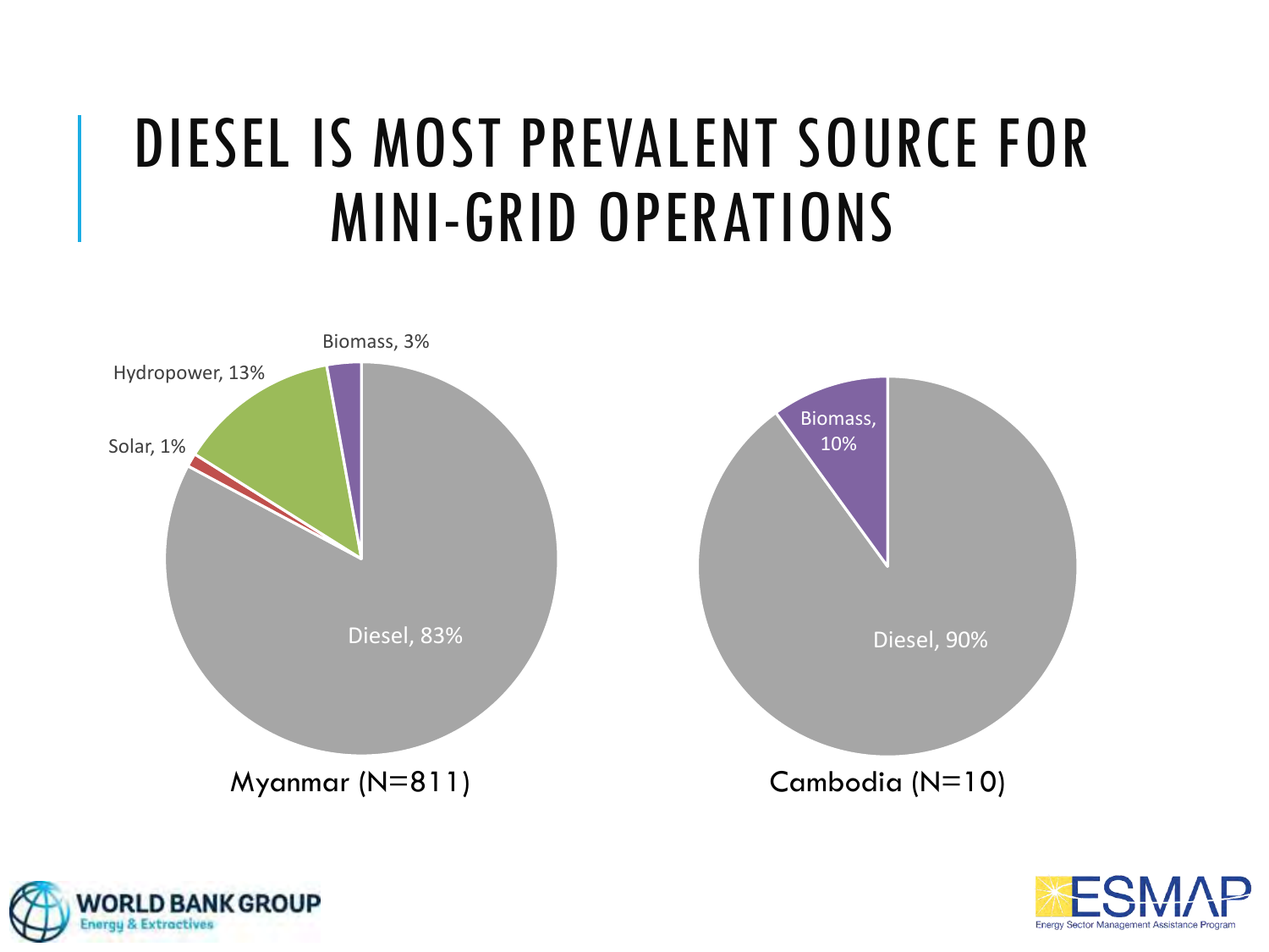# DIESEL IS MOST PREVALENT SOURCE FOR MINI-GRID OPERATIONS

Biomass, 3%

Hydropower, 13%

Solar, 1%

Diesel, 83%

Myanmar (N=811)

Biomass, 10%

Diesel, 90%

Cambodia (N=10)

WORLD BANK GROUP
Energy & Extractives

ESMAP
Energy Sector Management Assistance Program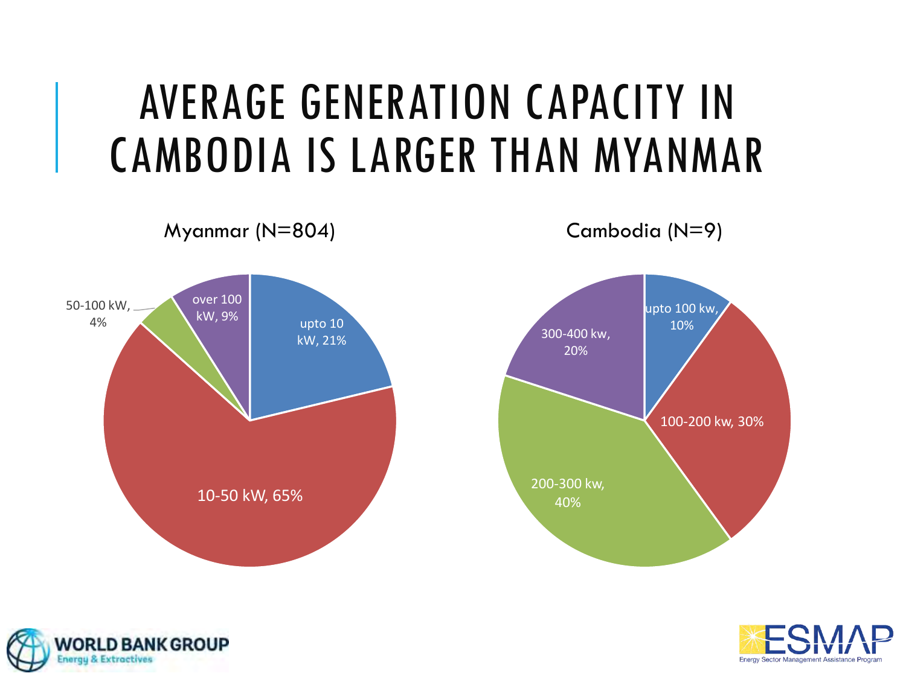# AVERAGE GENERATION CAPACITY IN CAMBODIA IS LARGER THAN MYANMAR

**Myanmar (N=804)**

- upto 10 kW, 21%
- 10-50 kW, 65%
- 50-100 kW, 4%
- over 100 kW, 9%

**Cambodia (N=9)**

- upto 100 kw, 10%
- 100-200 kw, 30%
- 200-300 kw, 40%
- 300-400 kw, 20%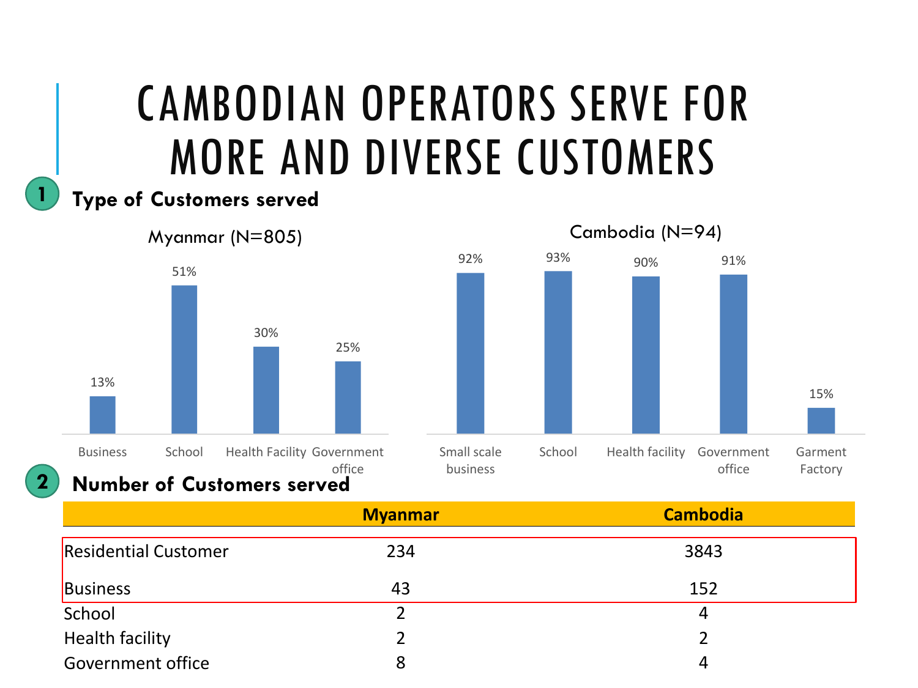# CAMBODIAN OPERATORS SERVE FOR MORE AND DIVERSE CUSTOMERS

## 1 Type of Customers served

**Myanmar (N=805)**

| Business | School | Health Facility | Government office |
|---|---|---|---|
| 13% | 51% | 30% | 25% |

**Cambodia (N=94)**

| Small scale business | School | Health facility | Government office | Garment Factory |
|---|---|---|---|---|
| 92% | 93% | 90% | 91% | 15% |

## 2 Number of Customers served

| | Myanmar | Cambodia |
|---|---|---|
| Residential Customer | 234 | 3843 |
| Business | 43 | 152 |
| School | 2 | 4 |
| Health facility | 2 | 2 |
| Government office | 8 | 4 |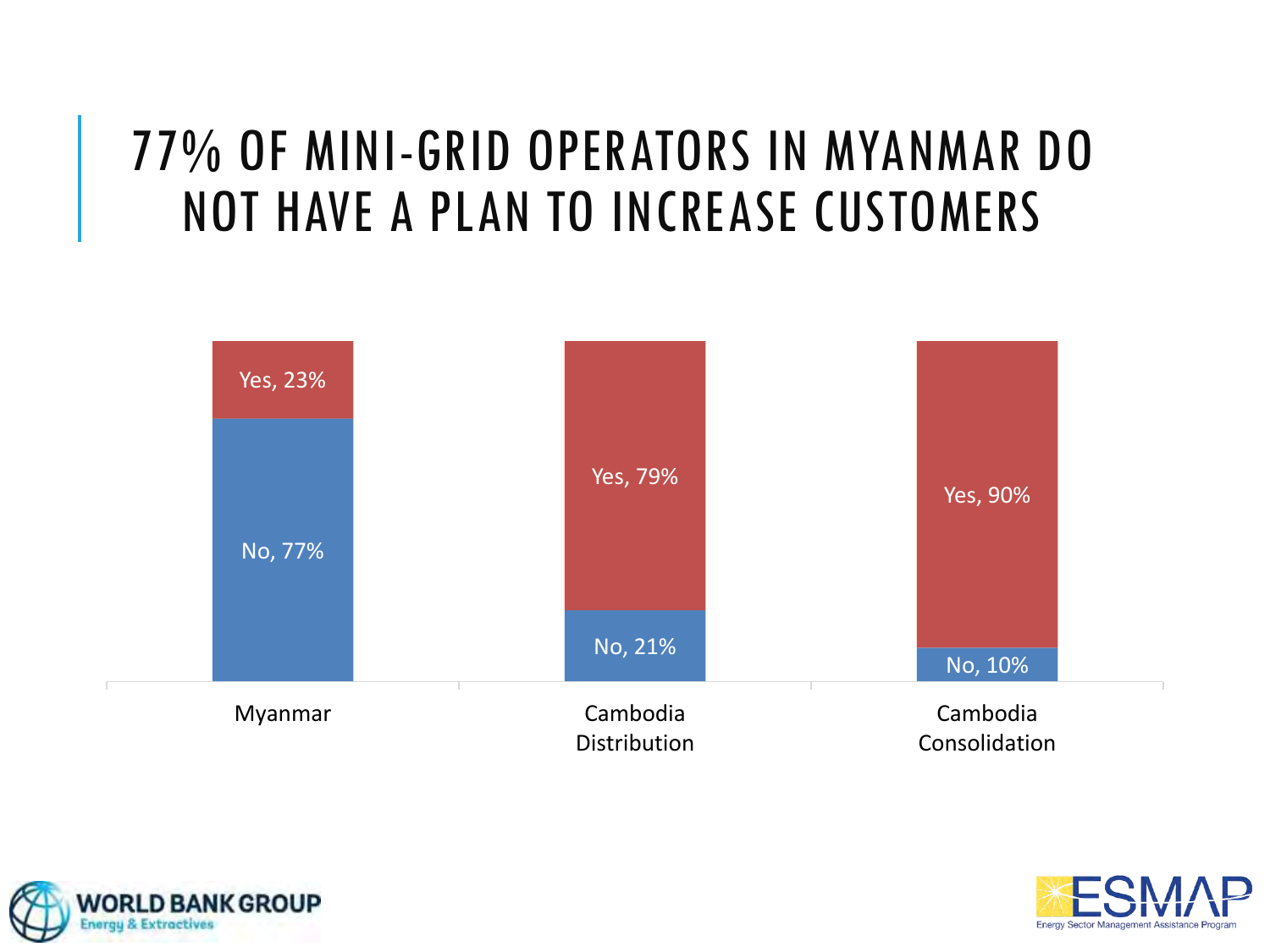# 77% OF MINI-GRID OPERATORS IN MYANMAR DO NOT HAVE A PLAN TO INCREASE CUSTOMERS

| | Myanmar | Cambodia Distribution | Cambodia Consolidation |
|---|---|---|---|
| Yes | 23% | 79% | 90% |
| No | 77% | 21% | 10% |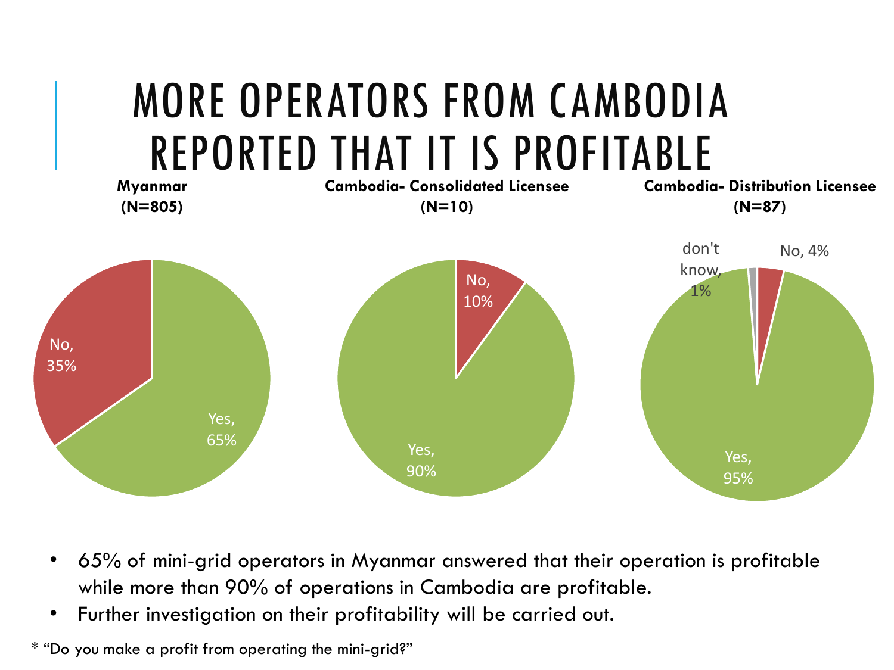# MORE OPERATORS FROM CAMBODIA REPORTED THAT IT IS PROFITABLE

**Myanmar (N=805)**

- No, 35%
- Yes, 65%

**Cambodia- Consolidated Licensee (N=10)**

- No, 10%
- Yes, 90%

**Cambodia- Distribution Licensee (N=87)**

- don't know, 1%
- No, 4%
- Yes, 95%

- 65% of mini-grid operators in Myanmar answered that their operation is profitable while more than 90% of operations in Cambodia are profitable.
- Further investigation on their profitability will be carried out.

* "Do you make a profit from operating the mini-grid?"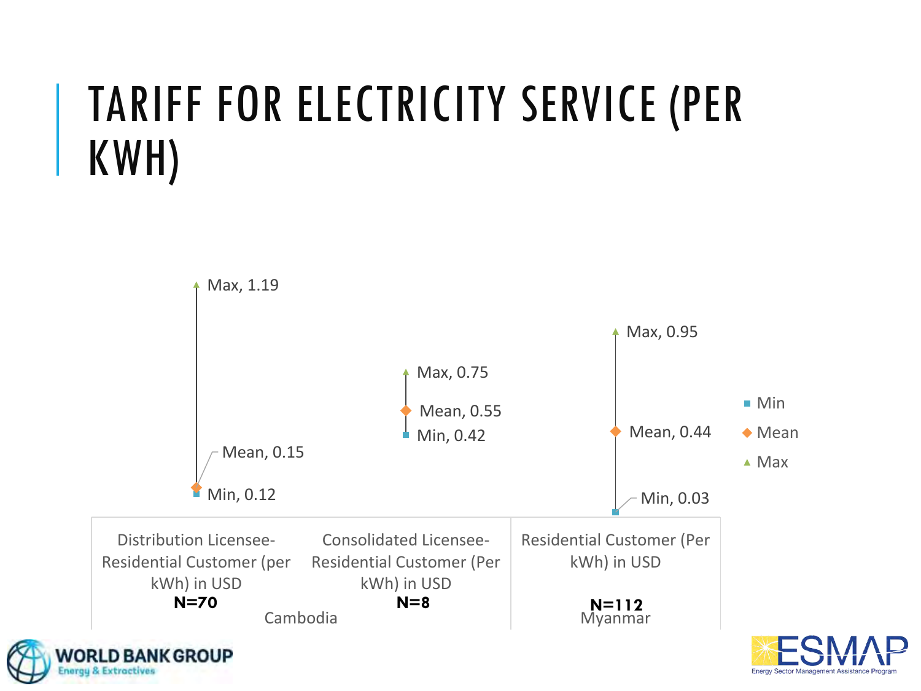# TARIFF FOR ELECTRICITY SERVICE (PER KWH)

| Country | Category | N | Min | Mean | Max |
|---|---|---|---|---|---|
| Cambodia | Distribution Licensee- Residential Customer (per kWh) in USD | N=70 | 0.12 | 0.15 | 1.19 |
| Cambodia | Consolidated Licensee- Residential Customer (Per kWh) in USD | N=8 | 0.42 | 0.55 | 0.75 |
| Myanmar | Residential Customer (Per kWh) in USD | N=112 | 0.03 | 0.44 | 0.95 |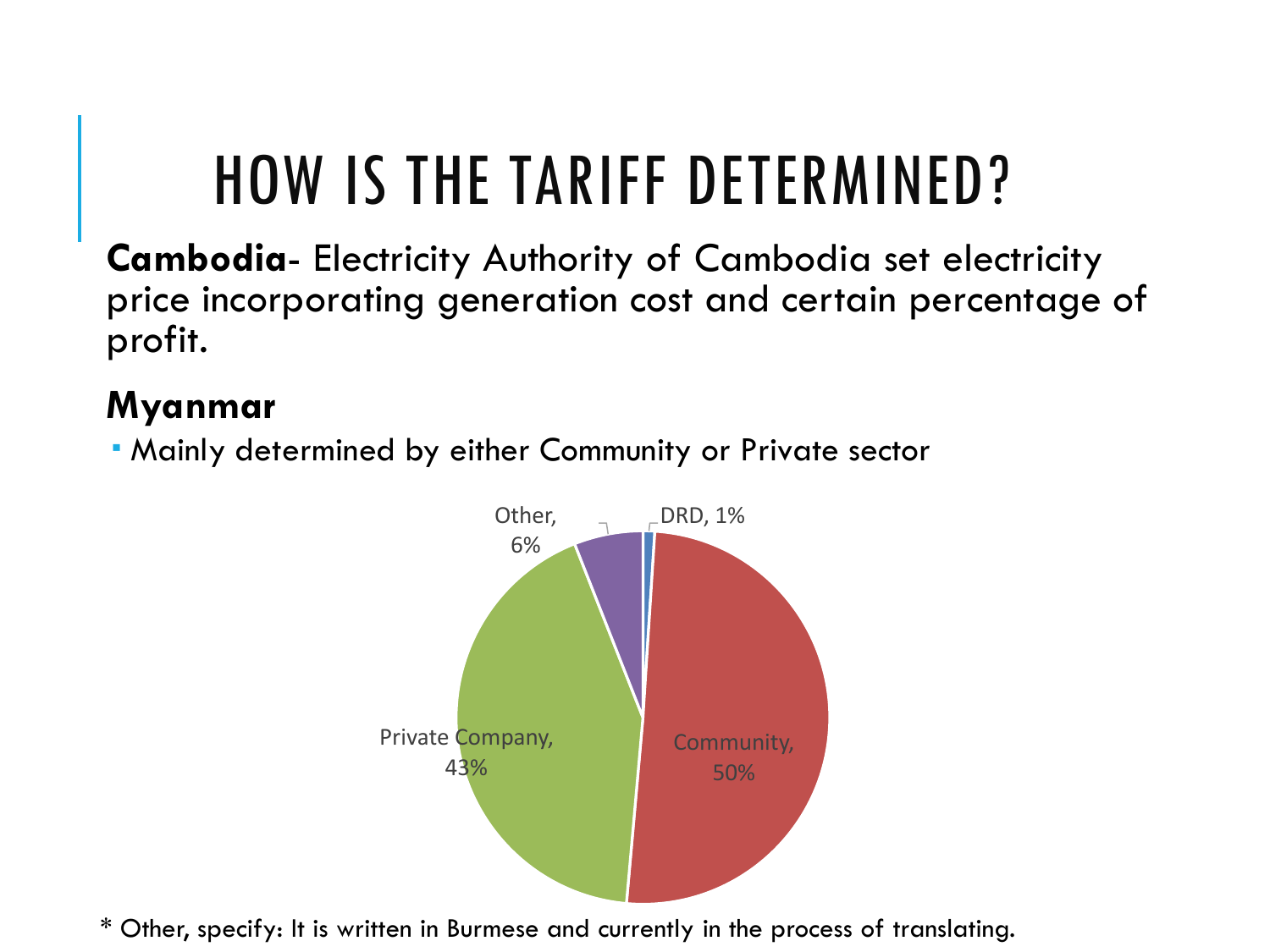# HOW IS THE TARIFF DETERMINED?

**Cambodia**- Electricity Authority of Cambodia set electricity price incorporating generation cost and certain percentage of profit.

**Myanmar**

- Mainly determined by either Community or Private sector

| Category | Share |
|---|---|
| DRD | 1% |
| Community | 50% |
| Private Company | 43% |
| Other | 6% |

* Other, specify: It is written in Burmese and currently in the process of translating.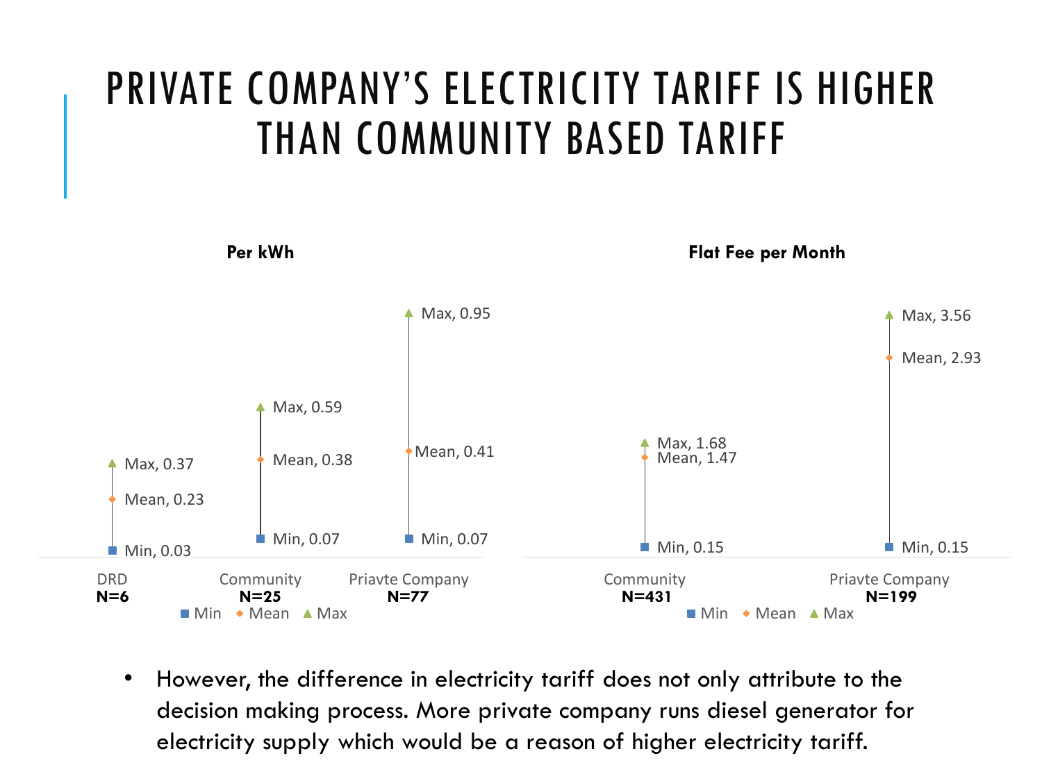# PRIVATE COMPANY'S ELECTRICITY TARIFF IS HIGHER THAN COMMUNITY BASED TARIFF

**Per kWh**

| | DRD N=6 | Community N=25 | Priavte Company N=77 |
|---|---|---|---|
| Min | 0.03 | 0.07 | 0.07 |
| Mean | 0.23 | 0.38 | 0.41 |
| Max | 0.37 | 0.59 | 0.95 |

**Flat Fee per Month**

| | Community N=431 | Priavte Company N=199 |
|---|---|---|
| Min | 0.15 | 0.15 |
| Mean | 1.47 | 2.93 |
| Max | 1.68 | 3.56 |

- However, the difference in electricity tariff does not only attribute to the decision making process. More private company runs diesel generator for electricity supply which would be a reason of higher electricity tariff.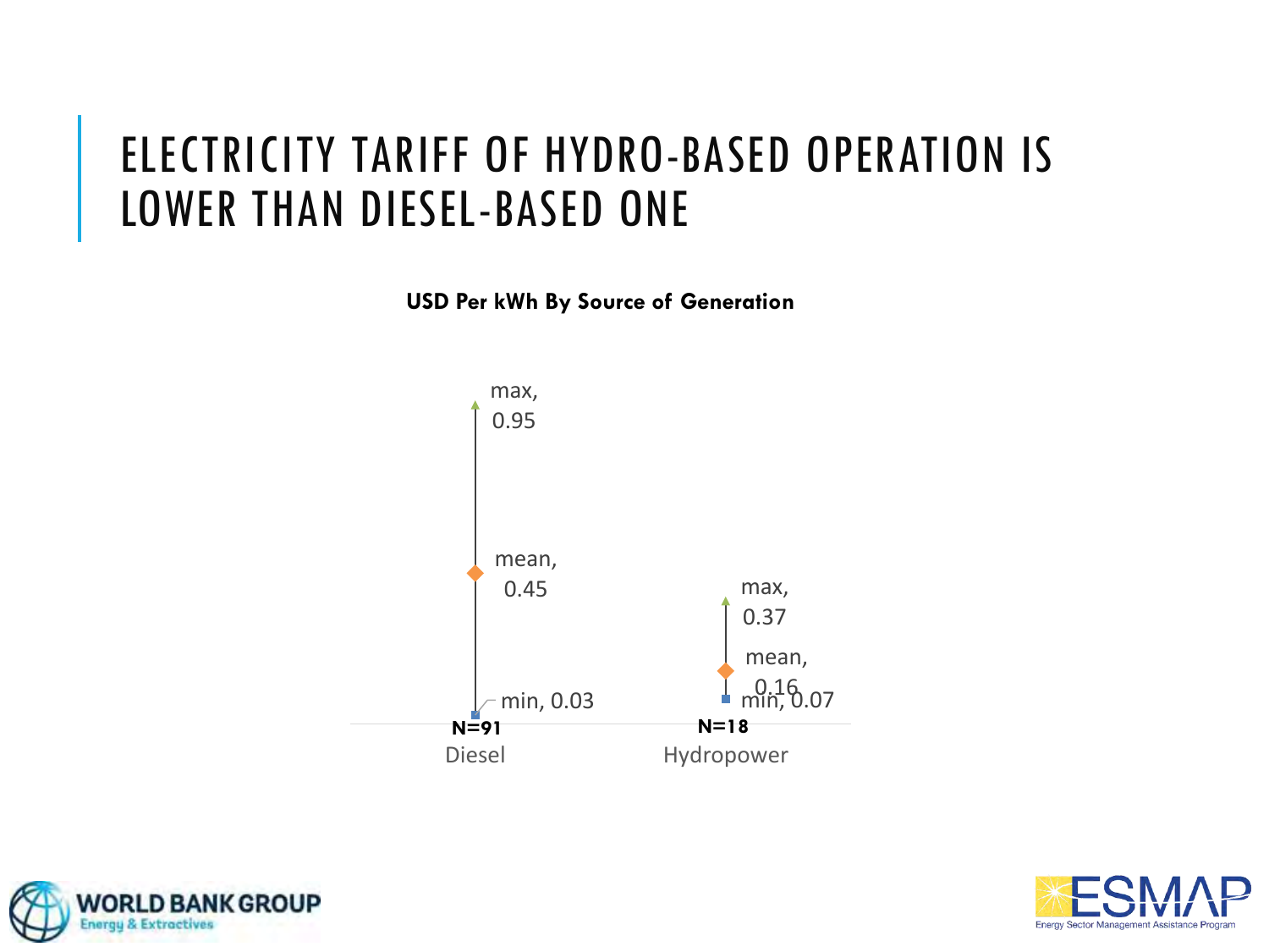# ELECTRICITY TARIFF OF HYDRO-BASED OPERATION IS LOWER THAN DIESEL-BASED ONE

**USD Per kWh By Source of Generation**

| | Diesel (N=91) | Hydropower (N=18) |
|---|---|---|
| max | 0.95 | 0.37 |
| mean | 0.45 | 0.16 |
| min | 0.03 | 0.07 |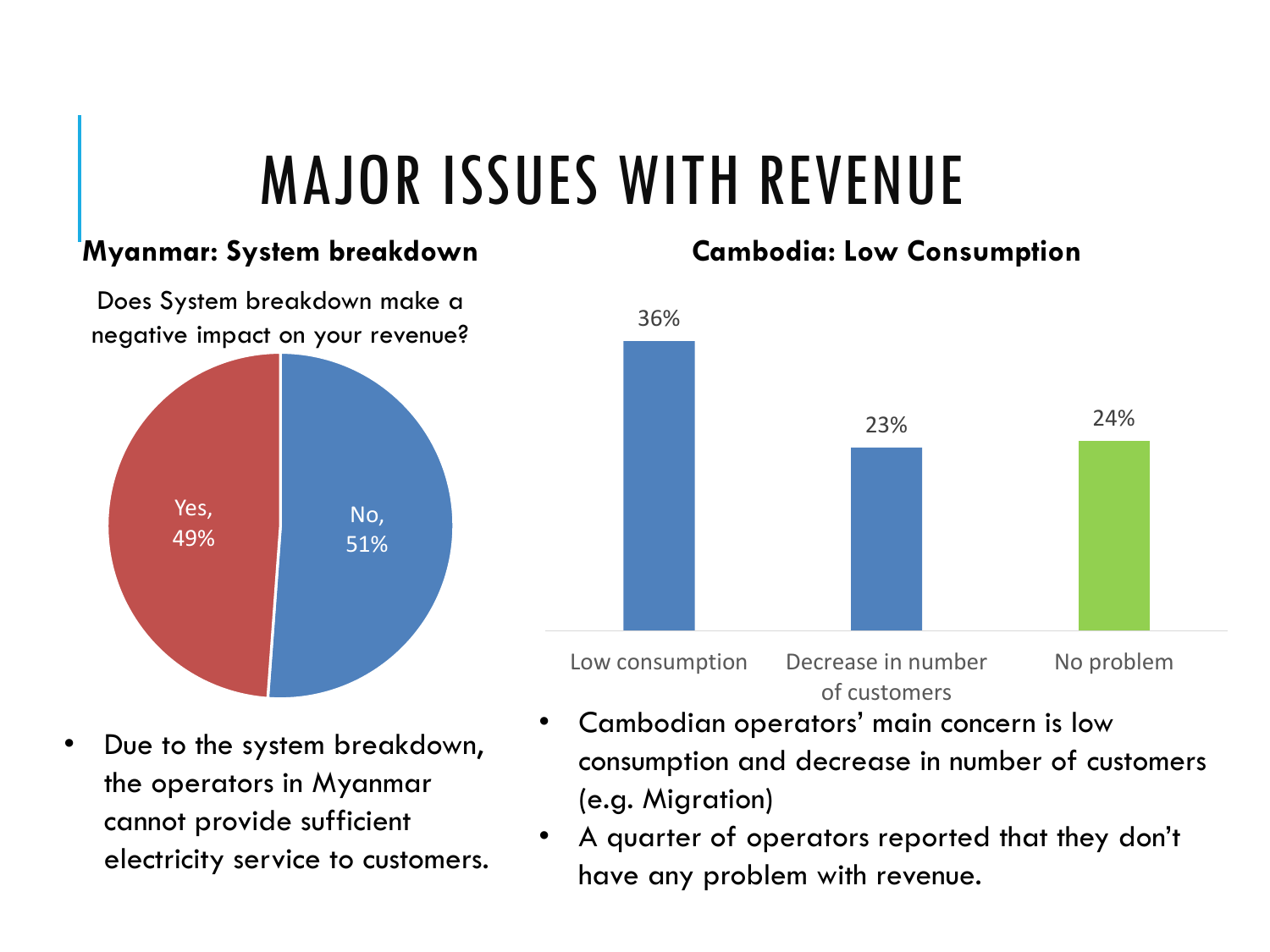# MAJOR ISSUES WITH REVENUE

## Myanmar: System breakdown

Does System breakdown make a negative impact on your revenue?

| Response | Share |
| --- | --- |
| Yes | 49% |
| No | 51% |

- Due to the system breakdown, the operators in Myanmar cannot provide sufficient electricity service to customers.

## Cambodia: Low Consumption

| Issue | Share |
| --- | --- |
| Low consumption | 36% |
| Decrease in number of customers | 23% |
| No problem | 24% |

- Cambodian operators' main concern is low consumption and decrease in number of customers (e.g. Migration)
- A quarter of operators reported that they don't have any problem with revenue.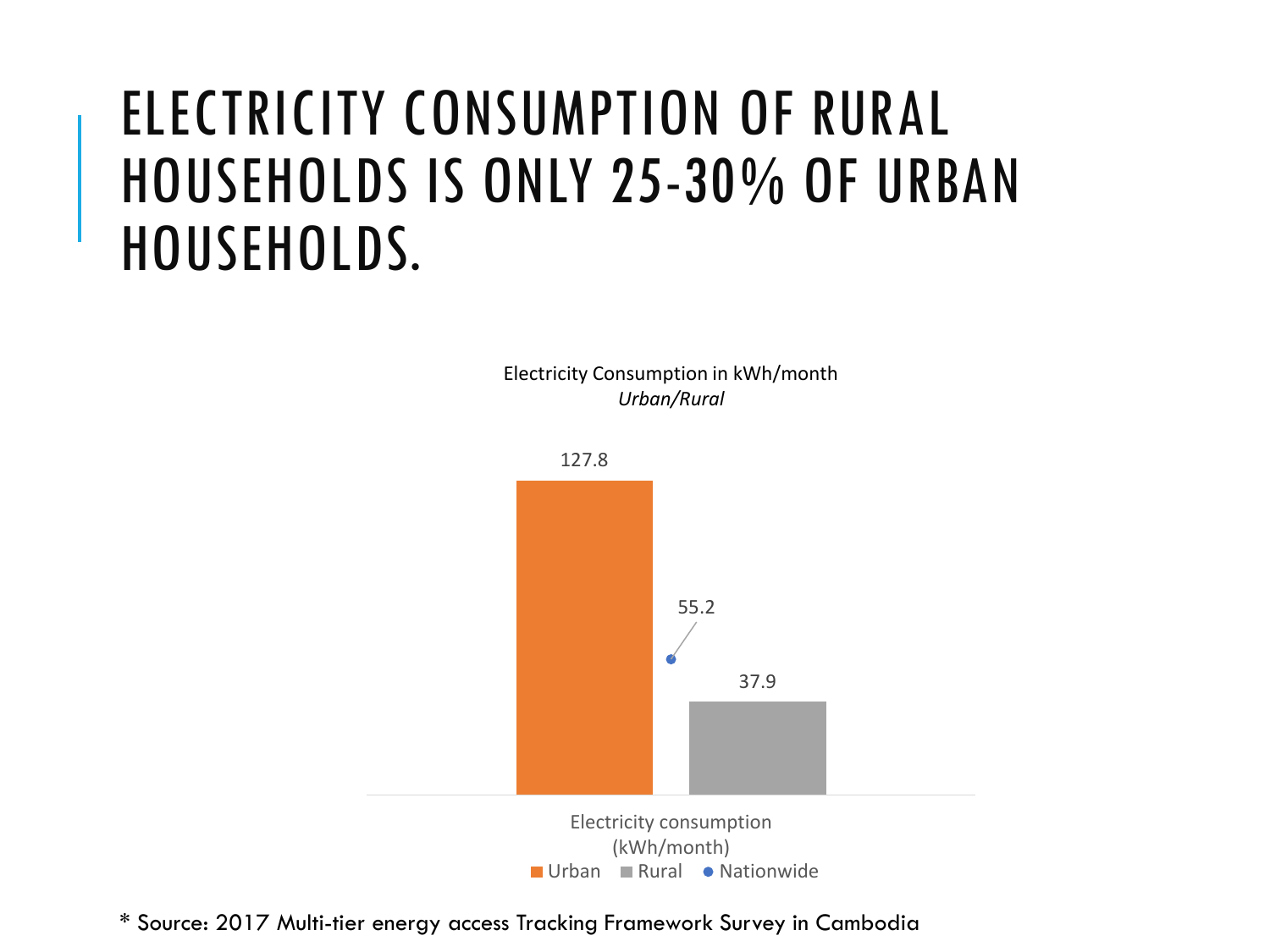# ELECTRICITY CONSUMPTION OF RURAL HOUSEHOLDS IS ONLY 25-30% OF URBAN HOUSEHOLDS.

Electricity Consumption in kWh/month
*Urban/Rural*

| | Urban | Rural | Nationwide |
|---|---|---|---|
| Electricity consumption (kWh/month) | 127.8 | 37.9 | 55.2 |

\* Source: 2017 Multi-tier energy access Tracking Framework Survey in Cambodia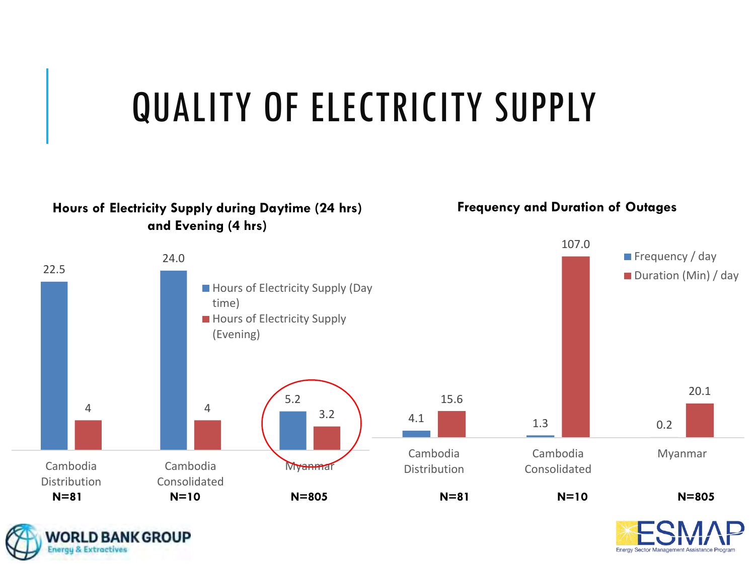# QUALITY OF ELECTRICITY SUPPLY

**Hours of Electricity Supply during Daytime (24 hrs) and Evening (4 hrs)**

| | Cambodia Distribution (N=81) | Cambodia Consolidated (N=10) | Myanmar (N=805) |
|---|---|---|---|
| Hours of Electricity Supply (Day time) | 22.5 | 24.0 | 5.2 |
| Hours of Electricity Supply (Evening) | 4 | 4 | 3.2 |

**Frequency and Duration of Outages**

| | Cambodia Distribution (N=81) | Cambodia Consolidated (N=10) | Myanmar (N=805) |
|---|---|---|---|
| Frequency / day | 4.1 | 1.3 | 0.2 |
| Duration (Min) / day | 15.6 | 107.0 | 20.1 |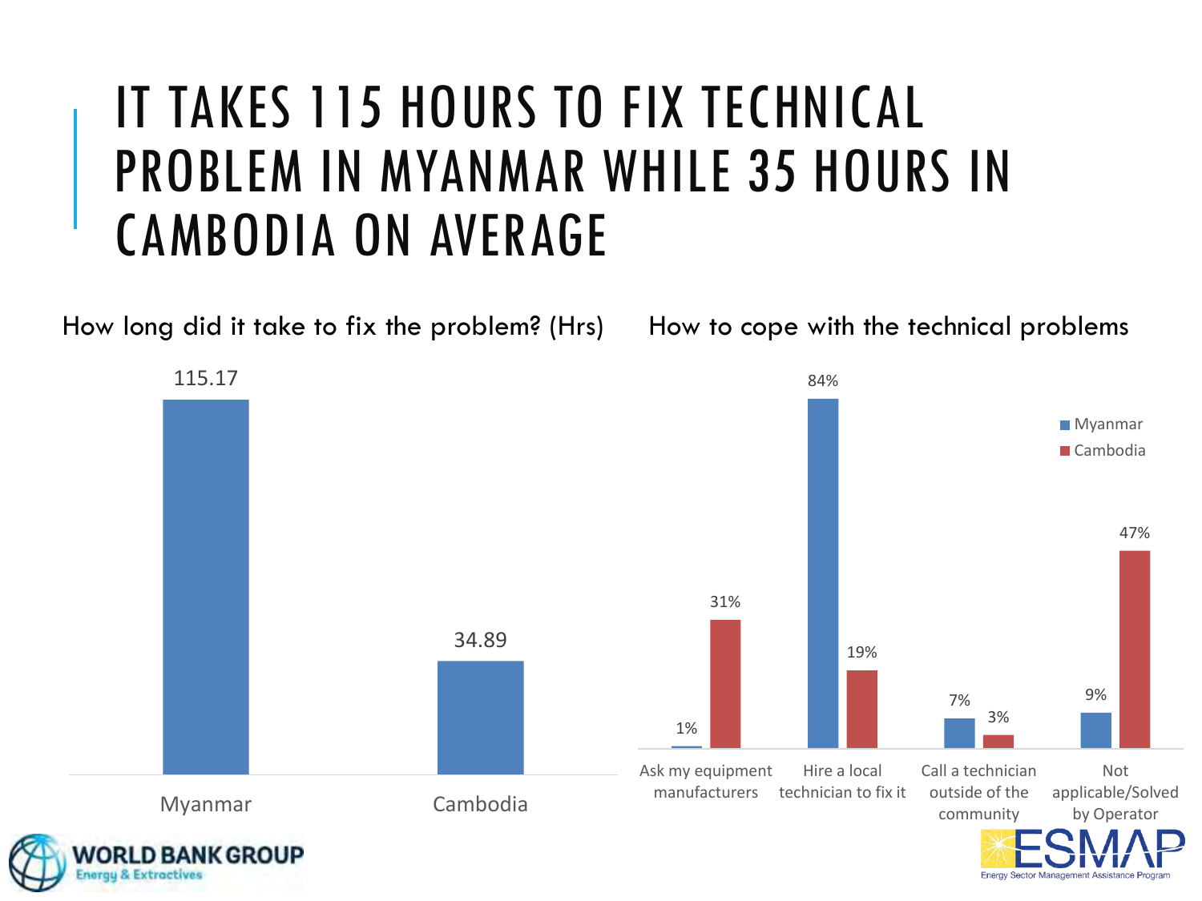# IT TAKES 115 HOURS TO FIX TECHNICAL PROBLEM IN MYANMAR WHILE 35 HOURS IN CAMBODIA ON AVERAGE

**How long did it take to fix the problem? (Hrs)**

| Country | Hours |
| --- | --- |
| Myanmar | 115.17 |
| Cambodia | 34.89 |

**How to cope with the technical problems**

| | Myanmar | Cambodia |
| --- | --- | --- |
| Ask my equipment manufacturers | 1% | 31% |
| Hire a local technician to fix it | 84% | 19% |
| Call a technician outside of the community | 7% | 3% |
| Not applicable/Solved by Operator | 9% | 47% |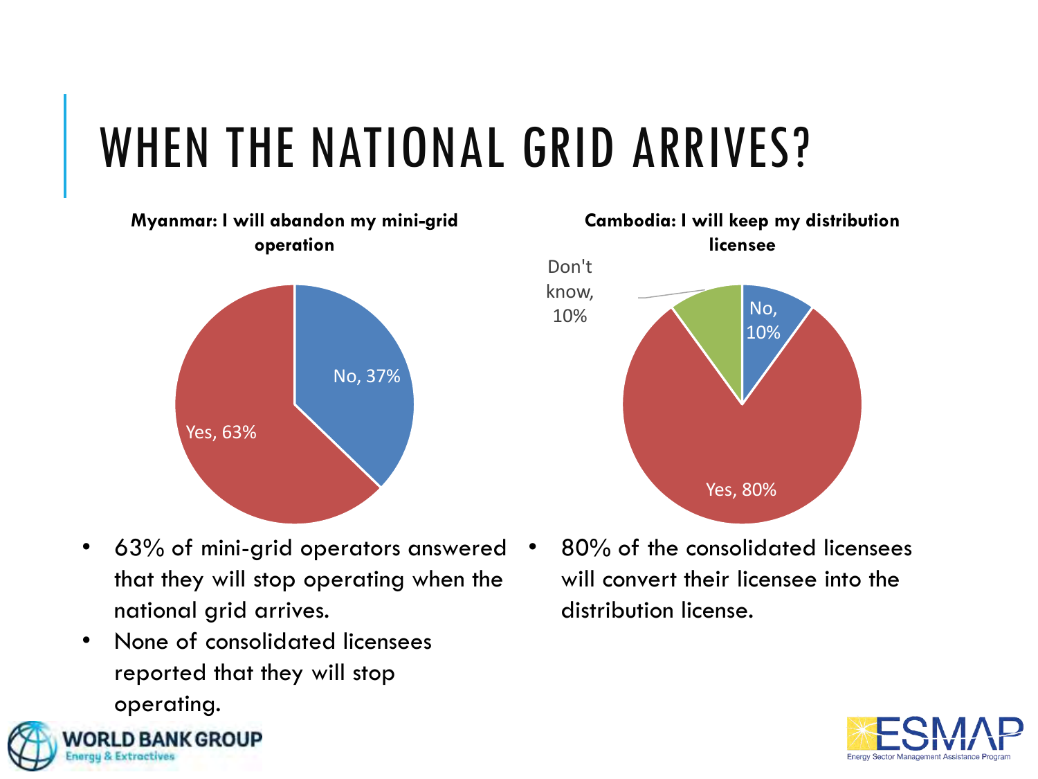# WHEN THE NATIONAL GRID ARRIVES?

**Myanmar: I will abandon my mini-grid operation**

No, 37%

Yes, 63%

- 63% of mini-grid operators answered that they will stop operating when the national grid arrives.
- None of consolidated licensees reported that they will stop operating.

**Cambodia: I will keep my distribution licensee**

Don't know, 10%

No, 10%

Yes, 80%

- 80% of the consolidated licensees will convert their licensee into the distribution license.